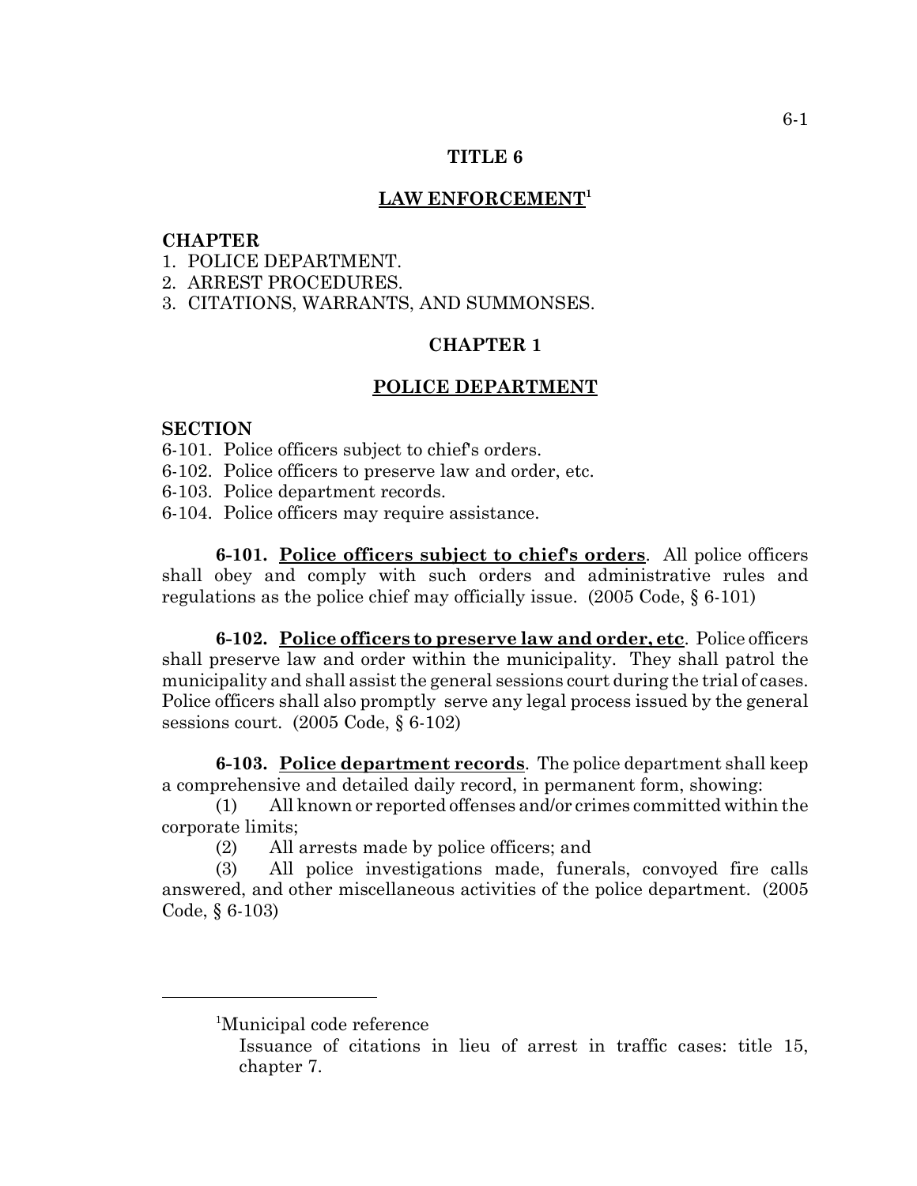# TITLE 6

## LAW ENFORCEMENT[1]

**CHAPTER**
1. POLICE DEPARTMENT.
2. ARREST PROCEDURES.
3. CITATIONS, WARRANTS, AND SUMMONSES.

## CHAPTER 1

## POLICE DEPARTMENT

**SECTION**
6-101. Police officers subject to chief's orders.
6-102. Police officers to preserve law and order, etc.
6-103. Police department records.
6-104. Police officers may require assistance.

**6-101. Police officers subject to chief's orders.** All police officers shall obey and comply with such orders and administrative rules and regulations as the police chief may officially issue. (2005 Code, § 6-101)

**6-102. Police officers to preserve law and order, etc.** Police officers shall preserve law and order within the municipality. They shall patrol the municipality and shall assist the general sessions court during the trial of cases. Police officers shall also promptly serve any legal process issued by the general sessions court. (2005 Code, § 6-102)

**6-103. Police department records.** The police department shall keep a comprehensive and detailed daily record, in permanent form, showing:

(1) All known or reported offenses and/or crimes committed within the corporate limits;

(2) All arrests made by police officers; and

(3) All police investigations made, funerals, convoyed fire calls answered, and other miscellaneous activities of the police department. (2005 Code, § 6-103)

---

[1]Municipal code reference

Issuance of citations in lieu of arrest in traffic cases: title 15, chapter 7.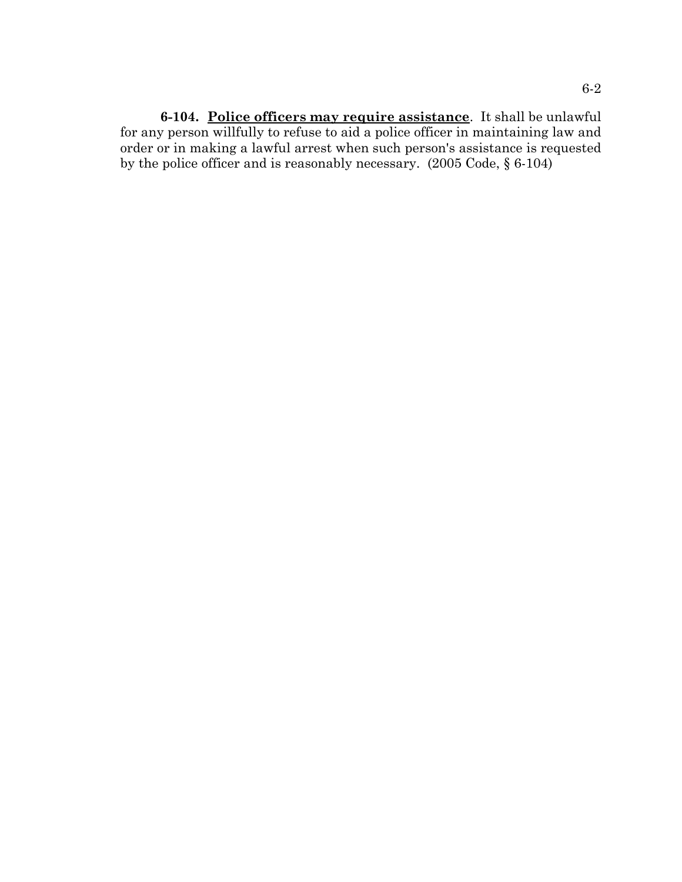**6-104. Police officers may require assistance**. It shall be unlawful for any person willfully to refuse to aid a police officer in maintaining law and order or in making a lawful arrest when such person's assistance is requested by the police officer and is reasonably necessary. (2005 Code, § 6-104)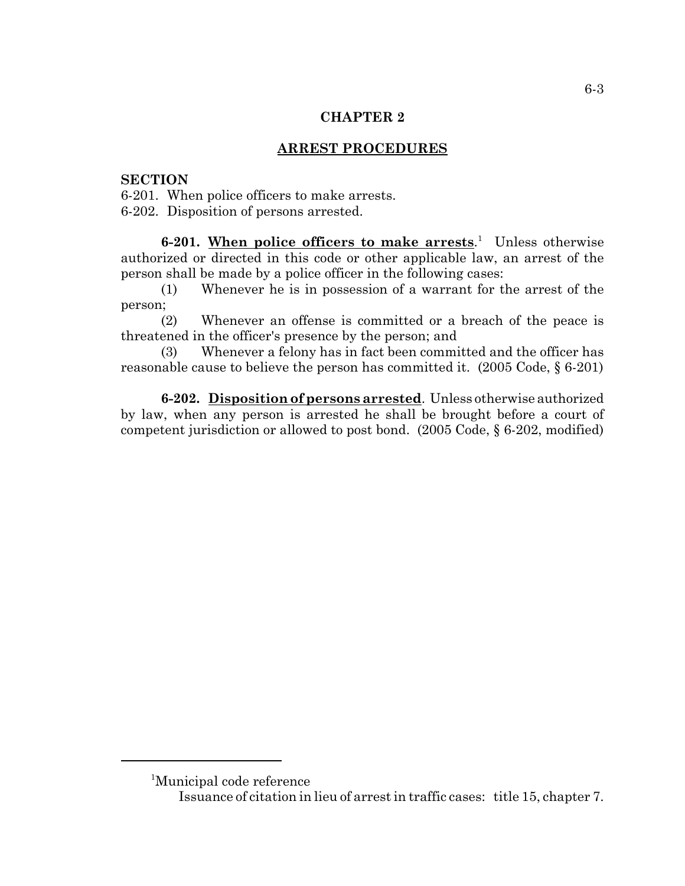## CHAPTER 2

## ARREST PROCEDURES

**SECTION**

6-201. When police officers to make arrests.
6-202. Disposition of persons arrested.

**6-201. When police officers to make arrests.**[1] Unless otherwise authorized or directed in this code or other applicable law, an arrest of the person shall be made by a police officer in the following cases:

(1) Whenever he is in possession of a warrant for the arrest of the person;

(2) Whenever an offense is committed or a breach of the peace is threatened in the officer's presence by the person; and

(3) Whenever a felony has in fact been committed and the officer has reasonable cause to believe the person has committed it. (2005 Code, § 6-201)

**6-202. Disposition of persons arrested.** Unless otherwise authorized by law, when any person is arrested he shall be brought before a court of competent jurisdiction or allowed to post bond. (2005 Code, § 6-202, modified)

---

[1]Municipal code reference

Issuance of citation in lieu of arrest in traffic cases: title 15, chapter 7.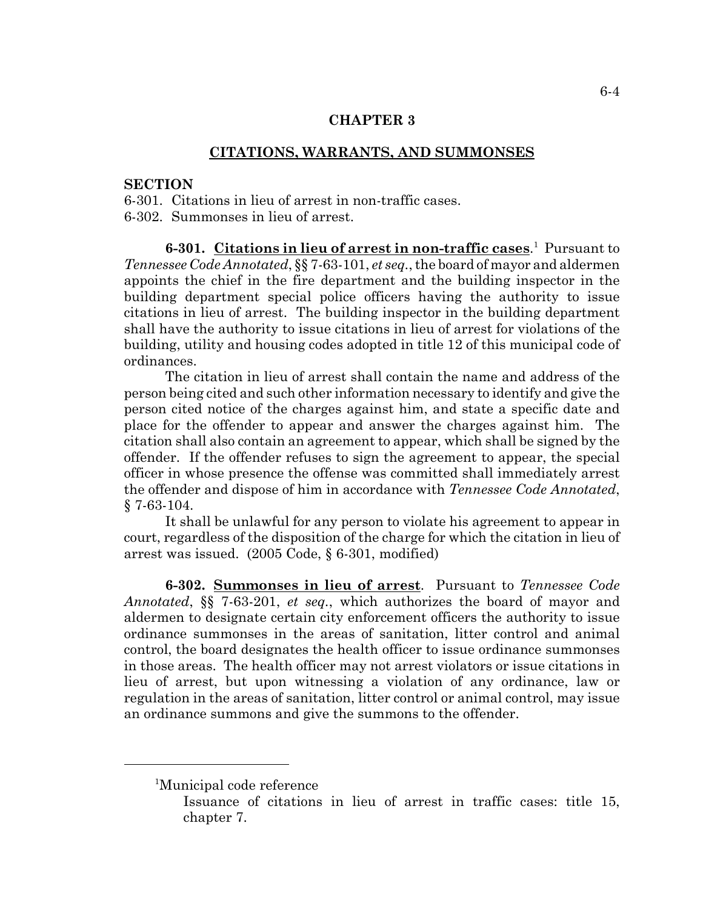## CHAPTER 3

## CITATIONS, WARRANTS, AND SUMMONSES

**SECTION**

6-301. Citations in lieu of arrest in non-traffic cases.
6-302. Summonses in lieu of arrest.

**6-301. Citations in lieu of arrest in non-traffic cases**.[1] Pursuant to *Tennessee Code Annotated*, §§ 7-63-101, *et seq.*, the board of mayor and aldermen appoints the chief in the fire department and the building inspector in the building department special police officers having the authority to issue citations in lieu of arrest. The building inspector in the building department shall have the authority to issue citations in lieu of arrest for violations of the building, utility and housing codes adopted in title 12 of this municipal code of ordinances.

The citation in lieu of arrest shall contain the name and address of the person being cited and such other information necessary to identify and give the person cited notice of the charges against him, and state a specific date and place for the offender to appear and answer the charges against him. The citation shall also contain an agreement to appear, which shall be signed by the offender. If the offender refuses to sign the agreement to appear, the special officer in whose presence the offense was committed shall immediately arrest the offender and dispose of him in accordance with *Tennessee Code Annotated*, § 7-63-104.

It shall be unlawful for any person to violate his agreement to appear in court, regardless of the disposition of the charge for which the citation in lieu of arrest was issued. (2005 Code, § 6-301, modified)

**6-302. Summonses in lieu of arrest**. Pursuant to *Tennessee Code Annotated*, §§ 7-63-201, *et seq.*, which authorizes the board of mayor and aldermen to designate certain city enforcement officers the authority to issue ordinance summonses in the areas of sanitation, litter control and animal control, the board designates the health officer to issue ordinance summonses in those areas. The health officer may not arrest violators or issue citations in lieu of arrest, but upon witnessing a violation of any ordinance, law or regulation in the areas of sanitation, litter control or animal control, may issue an ordinance summons and give the summons to the offender.

---

[1]Municipal code reference

Issuance of citations in lieu of arrest in traffic cases: title 15, chapter 7.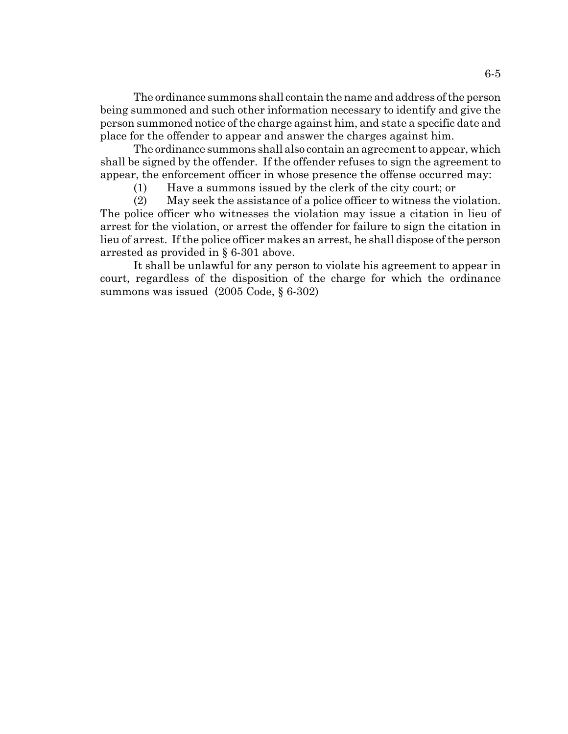The ordinance summons shall contain the name and address of the person being summoned and such other information necessary to identify and give the person summoned notice of the charge against him, and state a specific date and place for the offender to appear and answer the charges against him.

The ordinance summons shall also contain an agreement to appear, which shall be signed by the offender. If the offender refuses to sign the agreement to appear, the enforcement officer in whose presence the offense occurred may:

(1) Have a summons issued by the clerk of the city court; or

(2) May seek the assistance of a police officer to witness the violation. The police officer who witnesses the violation may issue a citation in lieu of arrest for the violation, or arrest the offender for failure to sign the citation in lieu of arrest. If the police officer makes an arrest, he shall dispose of the person arrested as provided in § 6-301 above.

It shall be unlawful for any person to violate his agreement to appear in court, regardless of the disposition of the charge for which the ordinance summons was issued (2005 Code, § 6-302)